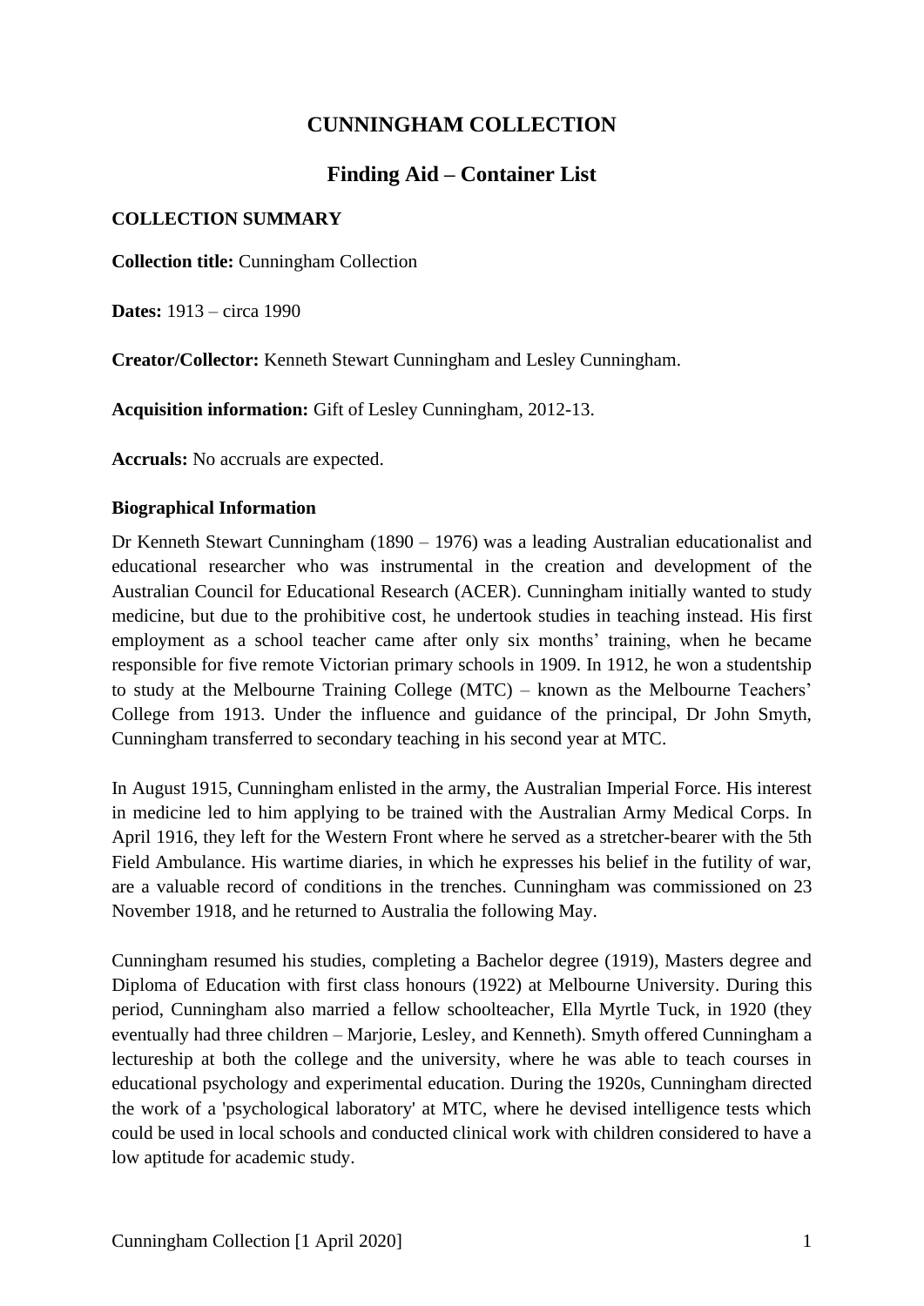# CUNNINGHAM COLLECTION

## Finding Aid – Container List

### COLLECTION SUMMARY

**Collection title:** Cunningham Collection

**Dates:** 1913 – circa 1990

**Creator/Collector:** Kenneth Stewart Cunningham and Lesley Cunningham.

**Acquisition information:** Gift of Lesley Cunningham, 2012-13.

**Accruals:** No accruals are expected.

### Biographical Information

Dr Kenneth Stewart Cunningham (1890 – 1976) was a leading Australian educationalist and educational researcher who was instrumental in the creation and development of the Australian Council for Educational Research (ACER). Cunningham initially wanted to study medicine, but due to the prohibitive cost, he undertook studies in teaching instead. His first employment as a school teacher came after only six months' training, when he became responsible for five remote Victorian primary schools in 1909. In 1912, he won a studentship to study at the Melbourne Training College (MTC) – known as the Melbourne Teachers' College from 1913. Under the influence and guidance of the principal, Dr John Smyth, Cunningham transferred to secondary teaching in his second year at MTC.

In August 1915, Cunningham enlisted in the army, the Australian Imperial Force. His interest in medicine led to him applying to be trained with the Australian Army Medical Corps. In April 1916, they left for the Western Front where he served as a stretcher-bearer with the 5th Field Ambulance. His wartime diaries, in which he expresses his belief in the futility of war, are a valuable record of conditions in the trenches. Cunningham was commissioned on 23 November 1918, and he returned to Australia the following May.

Cunningham resumed his studies, completing a Bachelor degree (1919), Masters degree and Diploma of Education with first class honours (1922) at Melbourne University. During this period, Cunningham also married a fellow schoolteacher, Ella Myrtle Tuck, in 1920 (they eventually had three children – Marjorie, Lesley, and Kenneth). Smyth offered Cunningham a lectureship at both the college and the university, where he was able to teach courses in educational psychology and experimental education. During the 1920s, Cunningham directed the work of a 'psychological laboratory' at MTC, where he devised intelligence tests which could be used in local schools and conducted clinical work with children considered to have a low aptitude for academic study.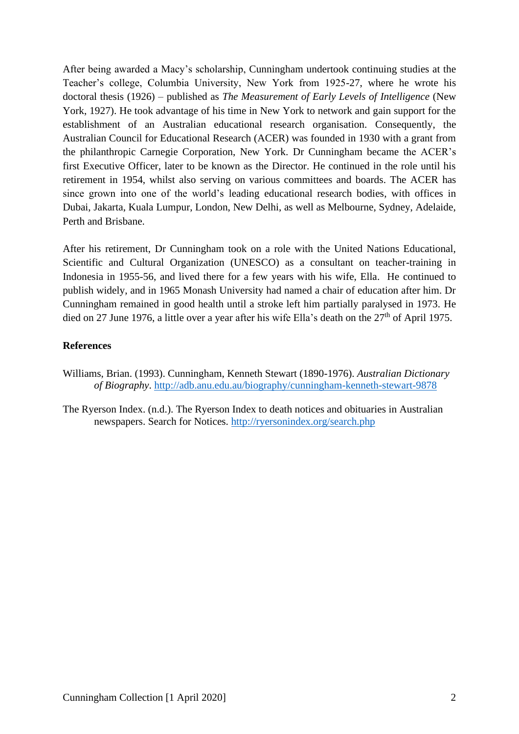After being awarded a Macy's scholarship, Cunningham undertook continuing studies at the Teacher's college, Columbia University, New York from 1925-27, where he wrote his doctoral thesis (1926) – published as *The Measurement of Early Levels of Intelligence* (New York, 1927). He took advantage of his time in New York to network and gain support for the establishment of an Australian educational research organisation. Consequently, the Australian Council for Educational Research (ACER) was founded in 1930 with a grant from the philanthropic Carnegie Corporation, New York. Dr Cunningham became the ACER's first Executive Officer, later to be known as the Director. He continued in the role until his retirement in 1954, whilst also serving on various committees and boards. The ACER has since grown into one of the world's leading educational research bodies, with offices in Dubai, Jakarta, Kuala Lumpur, London, New Delhi, as well as Melbourne, Sydney, Adelaide, Perth and Brisbane.

After his retirement, Dr Cunningham took on a role with the United Nations Educational, Scientific and Cultural Organization (UNESCO) as a consultant on teacher-training in Indonesia in 1955-56, and lived there for a few years with his wife, Ella. He continued to publish widely, and in 1965 Monash University had named a chair of education after him. Dr Cunningham remained in good health until a stroke left him partially paralysed in 1973. He died on 27 June 1976, a little over a year after his wife Ella's death on the 27th of April 1975.

**References**

Williams, Brian. (1993). Cunningham, Kenneth Stewart (1890-1976). *Australian Dictionary of Biography*. http://adb.anu.edu.au/biography/cunningham-kenneth-stewart-9878

The Ryerson Index. (n.d.). The Ryerson Index to death notices and obituaries in Australian newspapers. Search for Notices. http://ryersonindex.org/search.php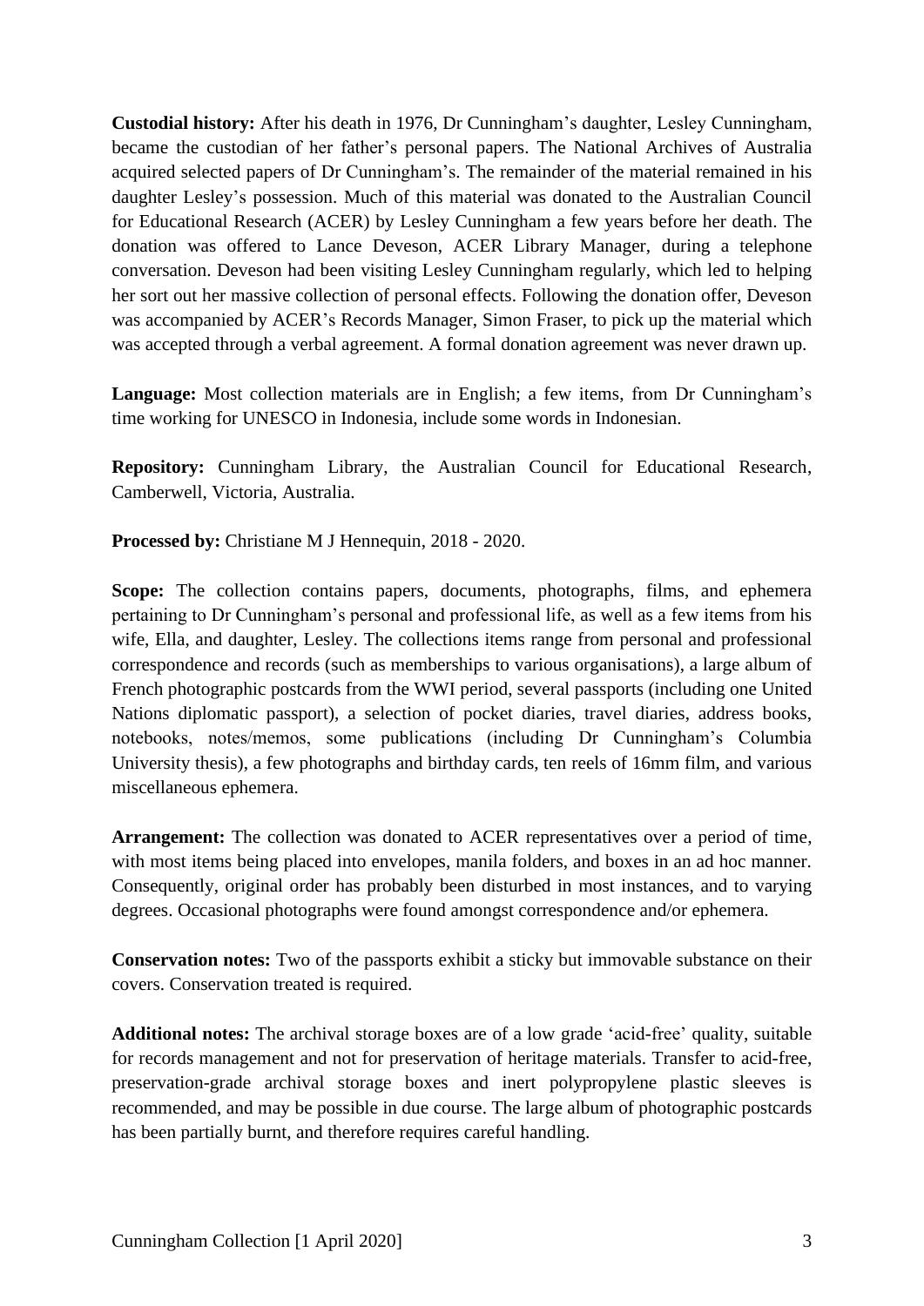**Custodial history:** After his death in 1976, Dr Cunningham's daughter, Lesley Cunningham, became the custodian of her father's personal papers. The National Archives of Australia acquired selected papers of Dr Cunningham's. The remainder of the material remained in his daughter Lesley's possession. Much of this material was donated to the Australian Council for Educational Research (ACER) by Lesley Cunningham a few years before her death. The donation was offered to Lance Deveson, ACER Library Manager, during a telephone conversation. Deveson had been visiting Lesley Cunningham regularly, which led to helping her sort out her massive collection of personal effects. Following the donation offer, Deveson was accompanied by ACER's Records Manager, Simon Fraser, to pick up the material which was accepted through a verbal agreement. A formal donation agreement was never drawn up.

**Language:** Most collection materials are in English; a few items, from Dr Cunningham's time working for UNESCO in Indonesia, include some words in Indonesian.

**Repository:** Cunningham Library, the Australian Council for Educational Research, Camberwell, Victoria, Australia.

**Processed by:** Christiane M J Hennequin, 2018 - 2020.

**Scope:** The collection contains papers, documents, photographs, films, and ephemera pertaining to Dr Cunningham's personal and professional life, as well as a few items from his wife, Ella, and daughter, Lesley. The collections items range from personal and professional correspondence and records (such as memberships to various organisations), a large album of French photographic postcards from the WWI period, several passports (including one United Nations diplomatic passport), a selection of pocket diaries, travel diaries, address books, notebooks, notes/memos, some publications (including Dr Cunningham's Columbia University thesis), a few photographs and birthday cards, ten reels of 16mm film, and various miscellaneous ephemera.

**Arrangement:** The collection was donated to ACER representatives over a period of time, with most items being placed into envelopes, manila folders, and boxes in an ad hoc manner. Consequently, original order has probably been disturbed in most instances, and to varying degrees. Occasional photographs were found amongst correspondence and/or ephemera.

**Conservation notes:** Two of the passports exhibit a sticky but immovable substance on their covers. Conservation treated is required.

**Additional notes:** The archival storage boxes are of a low grade 'acid-free' quality, suitable for records management and not for preservation of heritage materials. Transfer to acid-free, preservation-grade archival storage boxes and inert polypropylene plastic sleeves is recommended, and may be possible in due course. The large album of photographic postcards has been partially burnt, and therefore requires careful handling.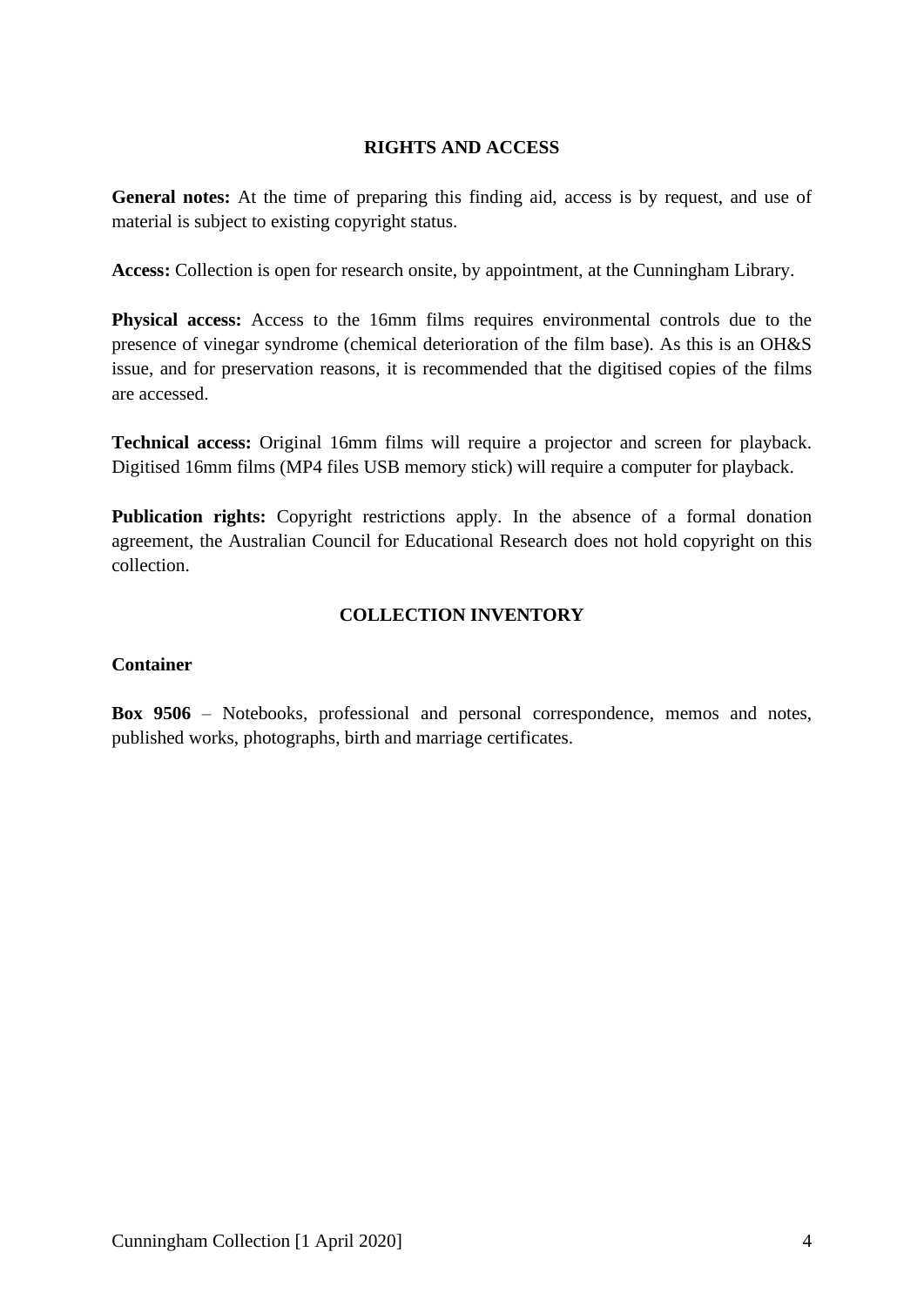## RIGHTS AND ACCESS

**General notes:** At the time of preparing this finding aid, access is by request, and use of material is subject to existing copyright status.

**Access:** Collection is open for research onsite, by appointment, at the Cunningham Library.

**Physical access:** Access to the 16mm films requires environmental controls due to the presence of vinegar syndrome (chemical deterioration of the film base). As this is an OH&S issue, and for preservation reasons, it is recommended that the digitised copies of the films are accessed.

**Technical access:** Original 16mm films will require a projector and screen for playback. Digitised 16mm films (MP4 files USB memory stick) will require a computer for playback.

**Publication rights:** Copyright restrictions apply. In the absence of a formal donation agreement, the Australian Council for Educational Research does not hold copyright on this collection.

## COLLECTION INVENTORY

**Container**

**Box 9506** – Notebooks, professional and personal correspondence, memos and notes, published works, photographs, birth and marriage certificates.